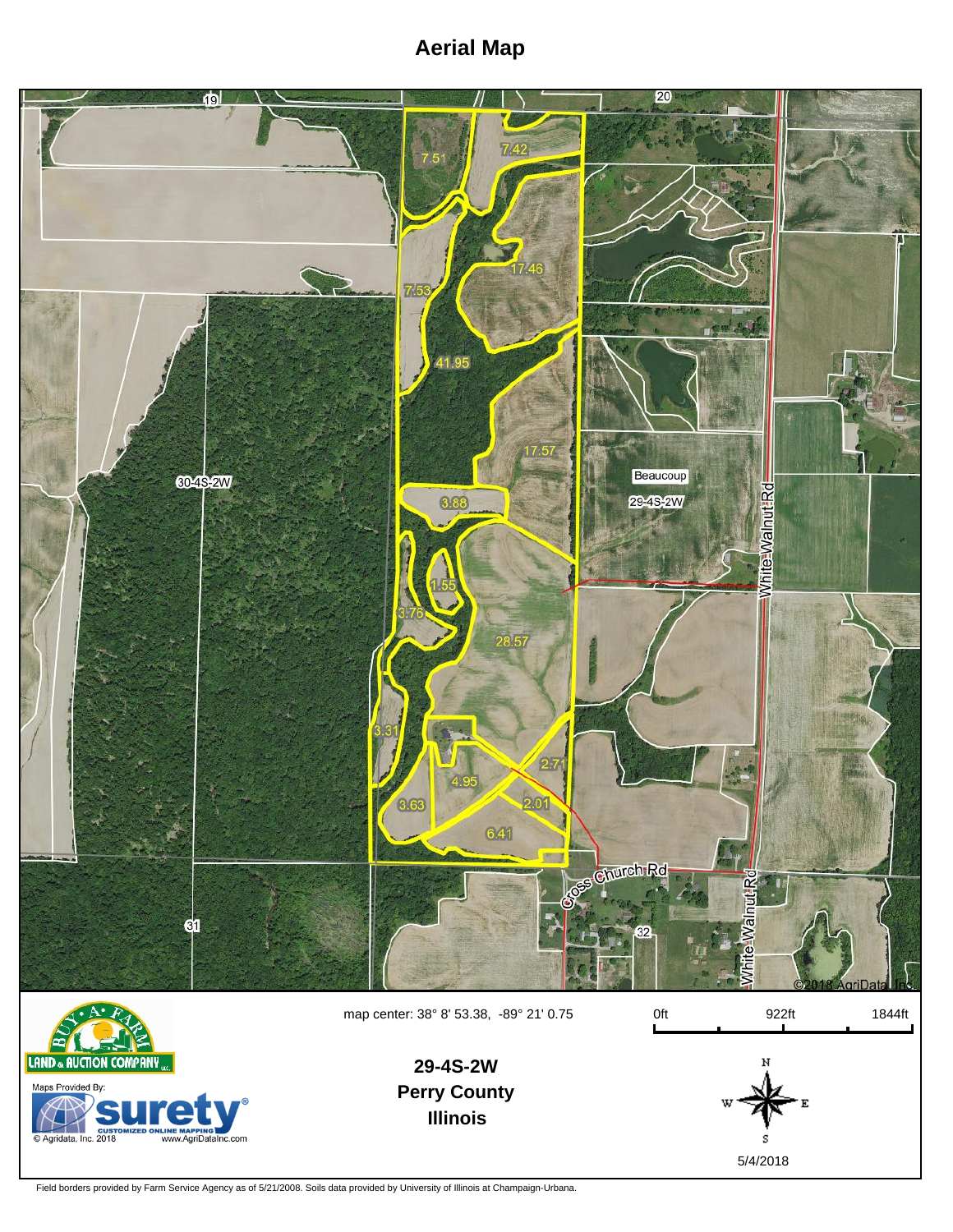# Aerial Map

19

20

7.51

7.42

17.46

7.53

41.95

17.57

30-4S-2W

3.88

Beaucoup

29-4S-2W

White Walnut Rd

1.55

3.76

28.57

3.31

2.71

4.95

3.63

2.01

6.41

Cross Church Rd

31

32

White Walnut Rd

©2018 AgriData, Inc.

map center: 38° 8' 53.38, -89° 21' 0.75

0ft 922ft 1844ft

**29-4S-2W**
**Perry County**
**Illinois**

N
W E
S

5/4/2018

BUY-A-FARM LAND & AUCTION COMPANY LLC

Maps Provided By:
surety® CUSTOMIZED ONLINE MAPPING
© Agridata, Inc. 2018 www.AgriDataInc.com

Field borders provided by Farm Service Agency as of 5/21/2008. Soils data provided by University of Illinois at Champaign-Urbana.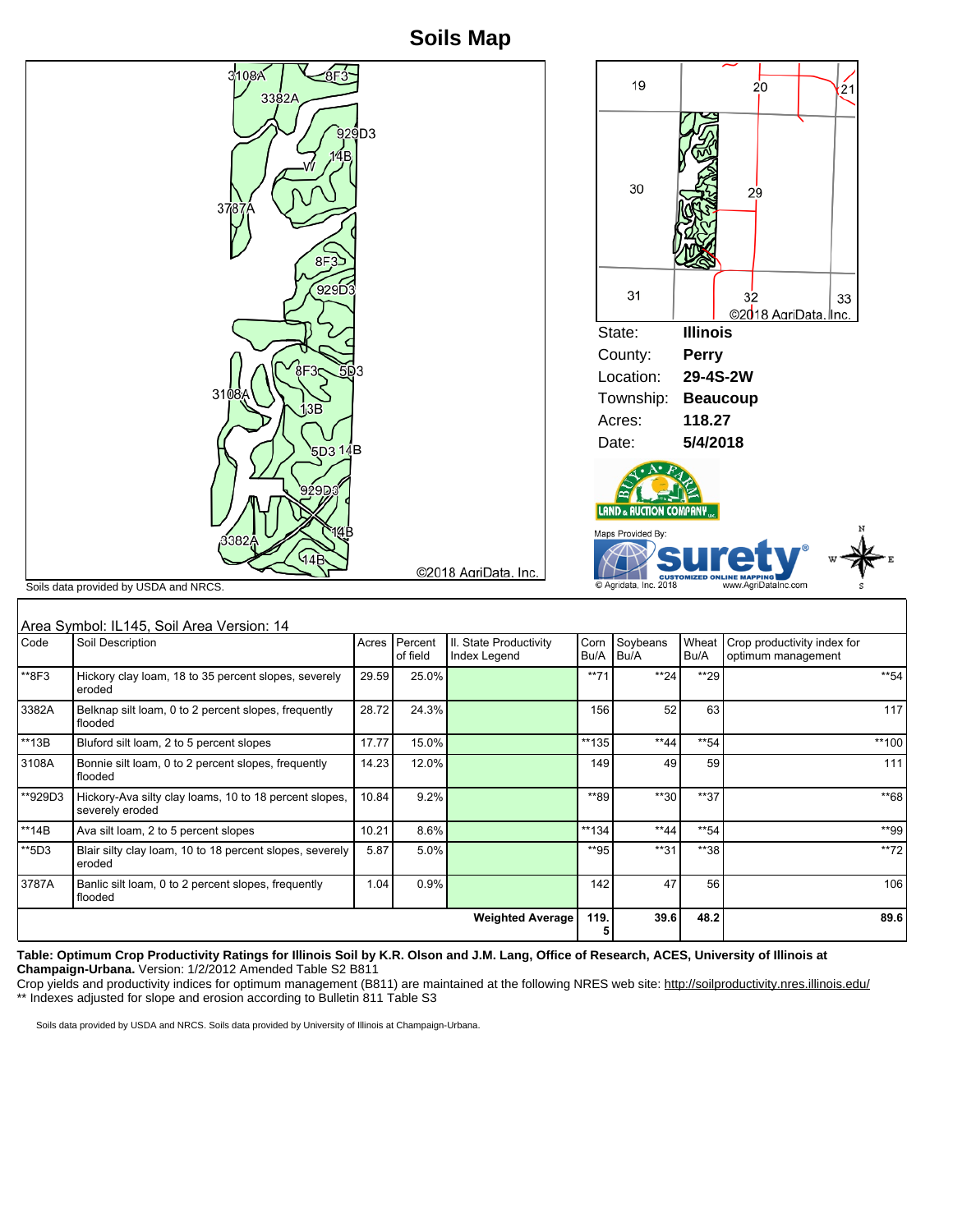# Soils Map

State: **Illinois**
County: **Perry**
Location: **29-4S-2W**
Township: **Beaucoup**
Acres: **118.27**
Date: **5/4/2018**

©2018 AgriData, Inc.

Soils data provided by USDA and NRCS.

Area Symbol: IL145, Soil Area Version: 14

| Code | Soil Description | Acres | Percent of field | Il. State Productivity Index Legend | Corn Bu/A | Soybeans Bu/A | Wheat Bu/A | Crop productivity index for optimum management |
|---|---|---|---|---|---|---|---|---|
| **8F3 | Hickory clay loam, 18 to 35 percent slopes, severely eroded | 29.59 | 25.0% | | **71 | **24 | **29 | **54 |
| 3382A | Belknap silt loam, 0 to 2 percent slopes, frequently flooded | 28.72 | 24.3% | | 156 | 52 | 63 | 117 |
| **13B | Bluford silt loam, 2 to 5 percent slopes | 17.77 | 15.0% | | **135 | **44 | **54 | **100 |
| 3108A | Bonnie silt loam, 0 to 2 percent slopes, frequently flooded | 14.23 | 12.0% | | 149 | 49 | 59 | 111 |
| **929D3 | Hickory-Ava silty clay loams, 10 to 18 percent slopes, severely eroded | 10.84 | 9.2% | | **89 | **30 | **37 | **68 |
| **14B | Ava silt loam, 2 to 5 percent slopes | 10.21 | 8.6% | | **134 | **44 | **54 | **99 |
| **5D3 | Blair silty clay loam, 10 to 18 percent slopes, severely eroded | 5.87 | 5.0% | | **95 | **31 | **38 | **72 |
| 3787A | Banlic silt loam, 0 to 2 percent slopes, frequently flooded | 1.04 | 0.9% | | 142 | 47 | 56 | 106 |
| | | | | **Weighted Average** | **119.5** | **39.6** | **48.2** | **89.6** |

**Table: Optimum Crop Productivity Ratings for Illinois Soil by K.R. Olson and J.M. Lang, Office of Research, ACES, University of Illinois at Champaign-Urbana.** Version: 1/2/2012 Amended Table S2 B811

Crop yields and productivity indices for optimum management (B811) are maintained at the following NRES web site: http://soilproductivity.nres.illinois.edu/

** Indexes adjusted for slope and erosion according to Bulletin 811 Table S3

Soils data provided by USDA and NRCS. Soils data provided by University of Illinois at Champaign-Urbana.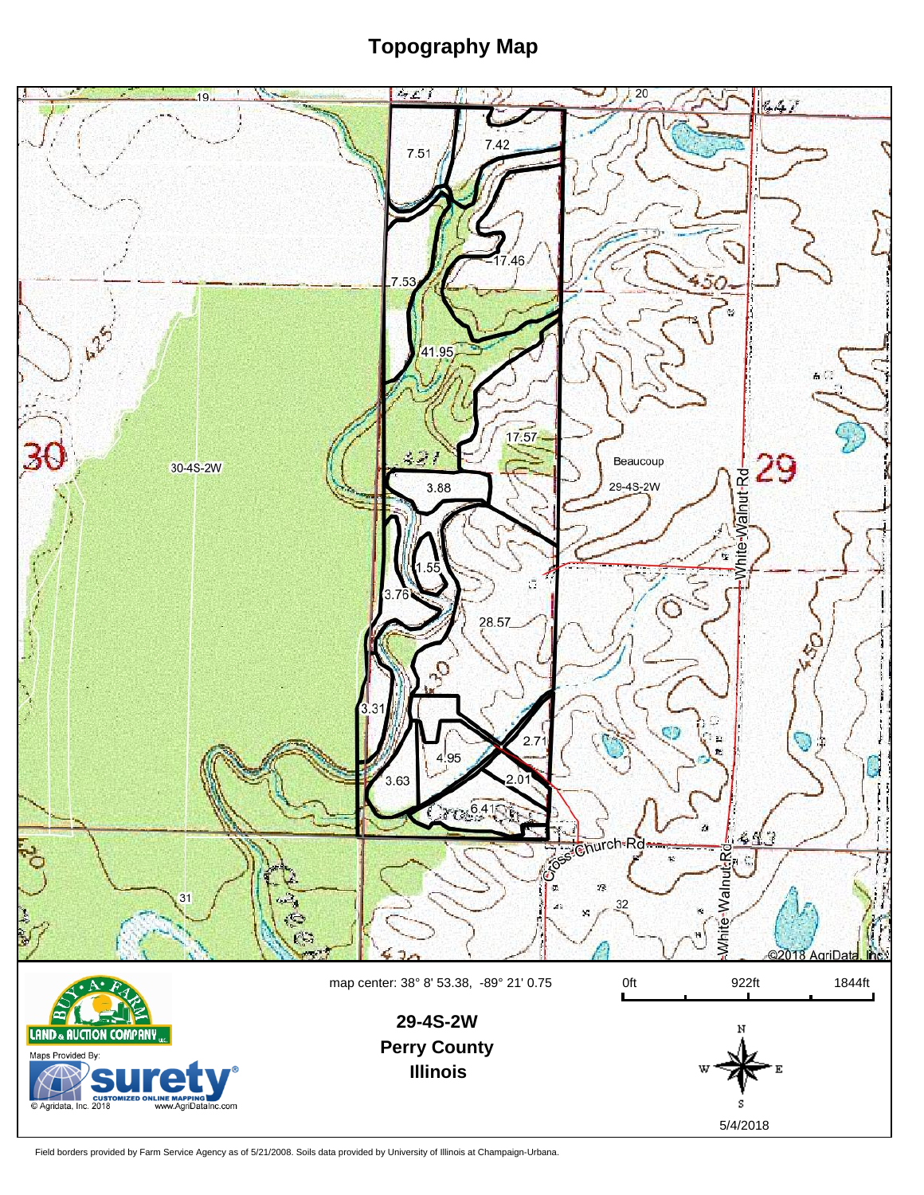# Topography Map

19

20

30

30-4S-2W

29

Beaucoup

29-4S-2W

White Walnut Rd

Cross Church Rd

31

32

425

450

7.51

7.42

17.46

7.53

41.95

17.57

3.88

1.55

3.76

28.57

3.31

2.71

4.95

3.63

2.01

6.41

©2018 AgriData, Inc.

map center: 38° 8' 53.38, -89° 21' 0.75

0ft 922ft 1844ft

**29-4S-2W**
**Perry County**
**Illinois**

N
W E
S

5/4/2018

BUY-A-FARM LAND & AUCTION COMPANY LLC

Maps Provided By: surety® CUSTOMIZED ONLINE MAPPING

© Agridata, Inc. 2018 www.AgriDataInc.com

Field borders provided by Farm Service Agency as of 5/21/2008. Soils data provided by University of Illinois at Champaign-Urbana.